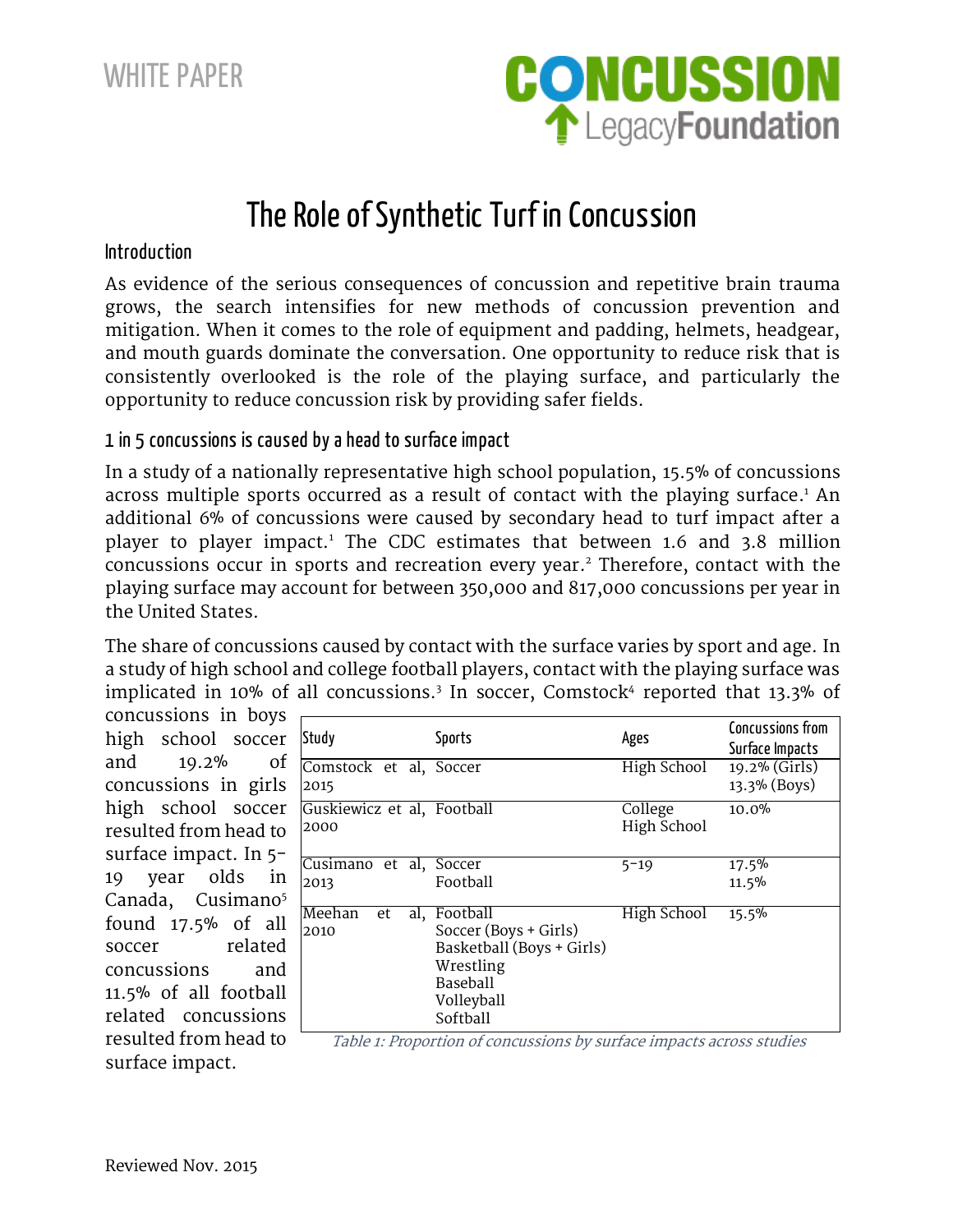WHITE PAPER

CONCUSSION Legacy Foundation

# The Role of Synthetic Turf in Concussion

## Introduction

As evidence of the serious consequences of concussion and repetitive brain trauma grows, the search intensifies for new methods of concussion prevention and mitigation. When it comes to the role of equipment and padding, helmets, headgear, and mouth guards dominate the conversation. One opportunity to reduce risk that is consistently overlooked is the role of the playing surface, and particularly the opportunity to reduce concussion risk by providing safer fields.

## 1 in 5 concussions is caused by a head to surface impact

In a study of a nationally representative high school population, 15.5% of concussions across multiple sports occurred as a result of contact with the playing surface.[1] An additional 6% of concussions were caused by secondary head to turf impact after a player to player impact.[1] The CDC estimates that between 1.6 and 3.8 million concussions occur in sports and recreation every year.[2] Therefore, contact with the playing surface may account for between 350,000 and 817,000 concussions per year in the United States.

The share of concussions caused by contact with the surface varies by sport and age. In a study of high school and college football players, contact with the playing surface was implicated in 10% of all concussions.[3] In soccer, Comstock[4] reported that 13.3% of concussions in boys high school soccer and 19.2% of concussions in girls high school soccer resulted from head to surface impact. In 5-19 year olds in Canada, Cusimano[5] found 17.5% of all soccer related concussions and 11.5% of all football related concussions resulted from head to surface impact.

| Study | Sports | Ages | Concussions from Surface Impacts |
|---|---|---|---|
| Comstock et al, 2015 | Soccer | High School | 19.2% (Girls)<br>13.3% (Boys) |
| Guskiewicz et al, 2000 | Football | College<br>High School | 10.0% |
| Cusimano et al, 2013 | Soccer<br>Football | 5-19 | 17.5%<br>11.5% |
| Meehan et al, 2010 | Football<br>Soccer (Boys + Girls)<br>Basketball (Boys + Girls)<br>Wrestling<br>Baseball<br>Volleyball<br>Softball | High School | 15.5% |

*Table 1: Proportion of concussions by surface impacts across studies*

Reviewed Nov. 2015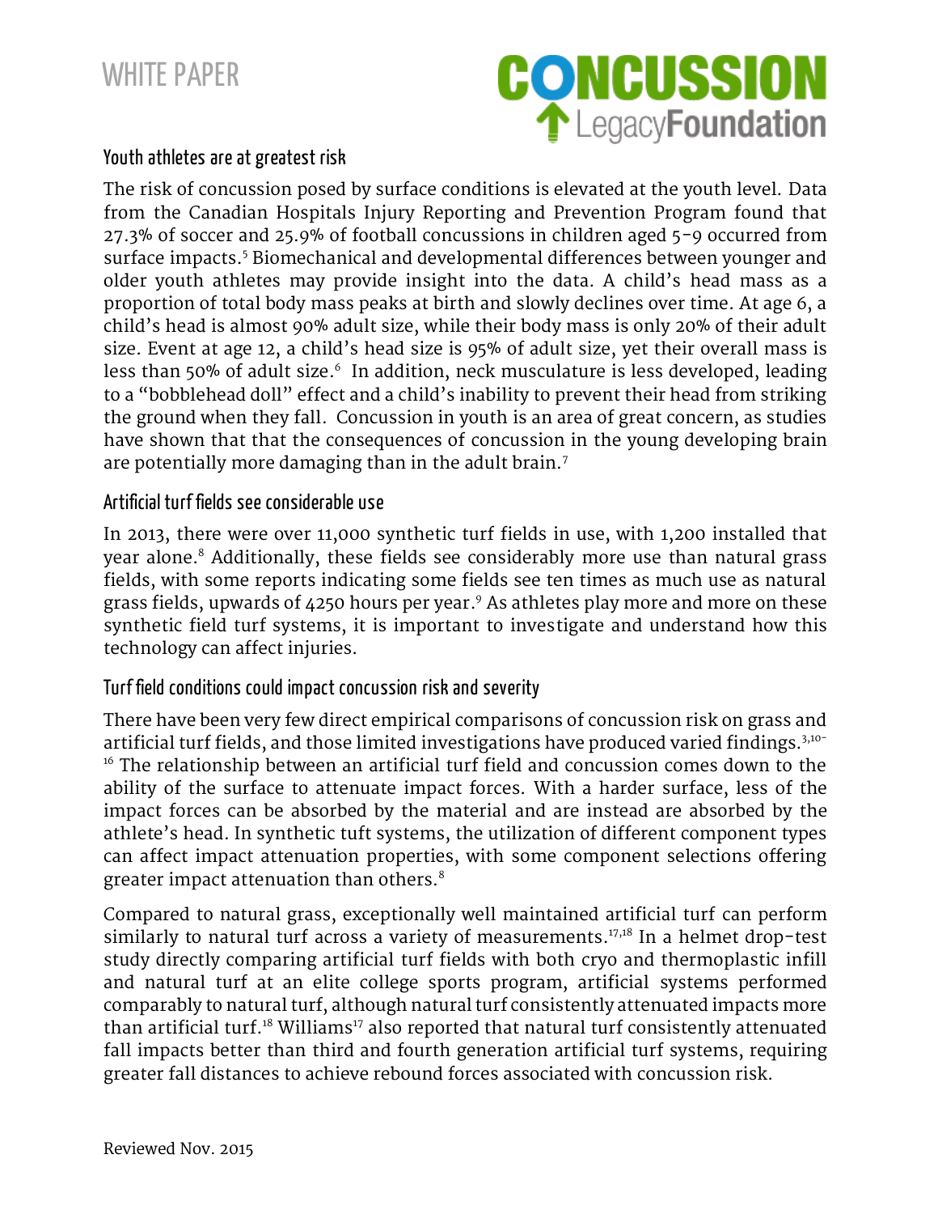## Youth athletes are at greatest risk

The risk of concussion posed by surface conditions is elevated at the youth level. Data from the Canadian Hospitals Injury Reporting and Prevention Program found that 27.3% of soccer and 25.9% of football concussions in children aged 5-9 occurred from surface impacts.[5] Biomechanical and developmental differences between younger and older youth athletes may provide insight into the data. A child's head mass as a proportion of total body mass peaks at birth and slowly declines over time. At age 6, a child's head is almost 90% adult size, while their body mass is only 20% of their adult size. Event at age 12, a child's head size is 95% of adult size, yet their overall mass is less than 50% of adult size.[6] In addition, neck musculature is less developed, leading to a "bobblehead doll" effect and a child's inability to prevent their head from striking the ground when they fall. Concussion in youth is an area of great concern, as studies have shown that that the consequences of concussion in the young developing brain are potentially more damaging than in the adult brain.[7]

## Artificial turf fields see considerable use

In 2013, there were over 11,000 synthetic turf fields in use, with 1,200 installed that year alone.[8] Additionally, these fields see considerably more use than natural grass fields, with some reports indicating some fields see ten times as much use as natural grass fields, upwards of 4250 hours per year.[9] As athletes play more and more on these synthetic field turf systems, it is important to investigate and understand how this technology can affect injuries.

## Turf field conditions could impact concussion risk and severity

There have been very few direct empirical comparisons of concussion risk on grass and artificial turf fields, and those limited investigations have produced varied findings.[3,10-16] The relationship between an artificial turf field and concussion comes down to the ability of the surface to attenuate impact forces. With a harder surface, less of the impact forces can be absorbed by the material and are instead are absorbed by the athlete's head. In synthetic tuft systems, the utilization of different component types can affect impact attenuation properties, with some component selections offering greater impact attenuation than others.[8]

Compared to natural grass, exceptionally well maintained artificial turf can perform similarly to natural turf across a variety of measurements.[17,18] In a helmet drop-test study directly comparing artificial turf fields with both cryo and thermoplastic infill and natural turf at an elite college sports program, artificial systems performed comparably to natural turf, although natural turf consistently attenuated impacts more than artificial turf.[18] Williams[17] also reported that natural turf consistently attenuated fall impacts better than third and fourth generation artificial turf systems, requiring greater fall distances to achieve rebound forces associated with concussion risk.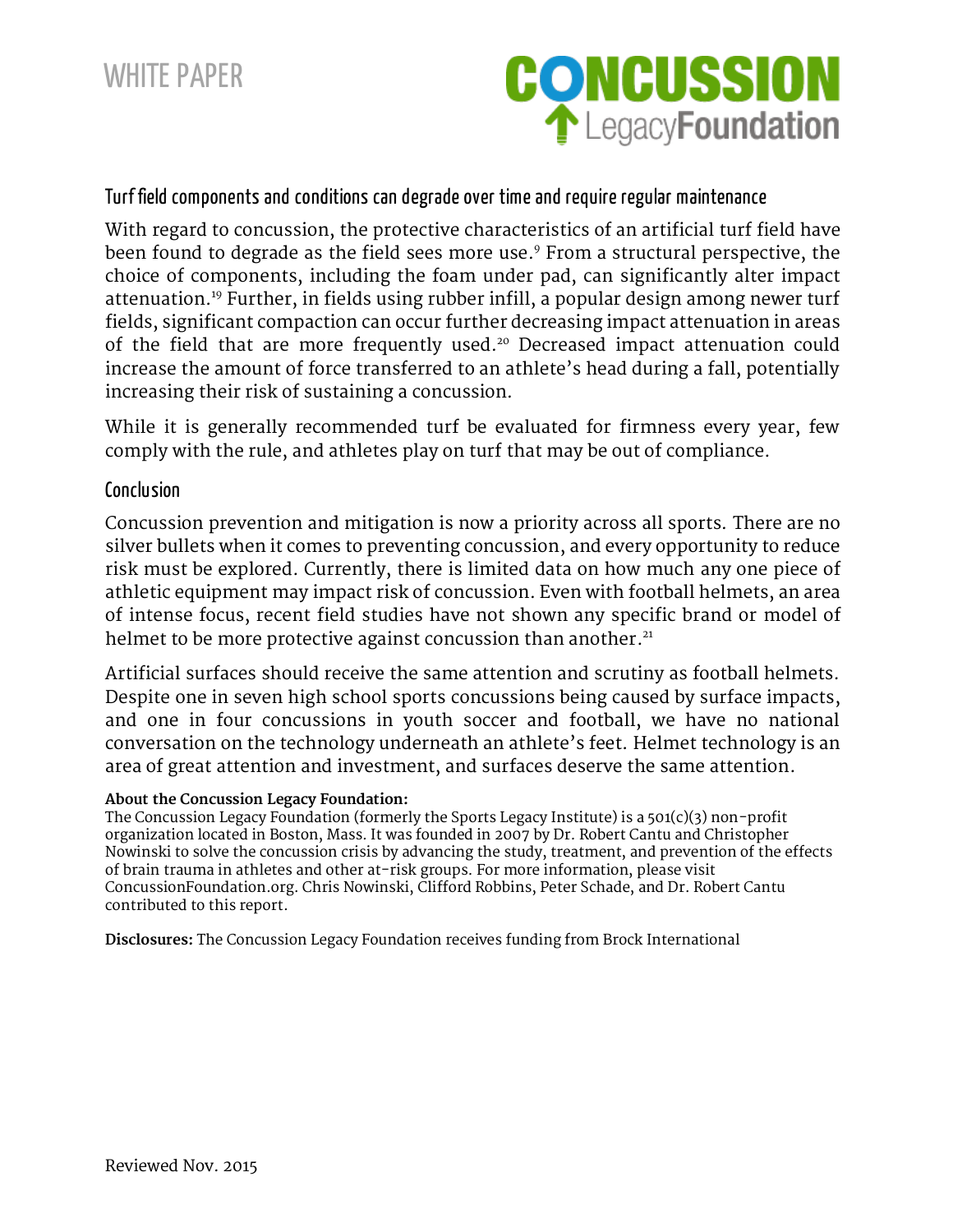## Turf field components and conditions can degrade over time and require regular maintenance

With regard to concussion, the protective characteristics of an artificial turf field have been found to degrade as the field sees more use.[9] From a structural perspective, the choice of components, including the foam under pad, can significantly alter impact attenuation.[19] Further, in fields using rubber infill, a popular design among newer turf fields, significant compaction can occur further decreasing impact attenuation in areas of the field that are more frequently used.[20] Decreased impact attenuation could increase the amount of force transferred to an athlete's head during a fall, potentially increasing their risk of sustaining a concussion.

While it is generally recommended turf be evaluated for firmness every year, few comply with the rule, and athletes play on turf that may be out of compliance.

## Conclusion

Concussion prevention and mitigation is now a priority across all sports. There are no silver bullets when it comes to preventing concussion, and every opportunity to reduce risk must be explored. Currently, there is limited data on how much any one piece of athletic equipment may impact risk of concussion. Even with football helmets, an area of intense focus, recent field studies have not shown any specific brand or model of helmet to be more protective against concussion than another.[21]

Artificial surfaces should receive the same attention and scrutiny as football helmets. Despite one in seven high school sports concussions being caused by surface impacts, and one in four concussions in youth soccer and football, we have no national conversation on the technology underneath an athlete's feet. Helmet technology is an area of great attention and investment, and surfaces deserve the same attention.

**About the Concussion Legacy Foundation:**
The Concussion Legacy Foundation (formerly the Sports Legacy Institute) is a 501(c)(3) non-profit organization located in Boston, Mass. It was founded in 2007 by Dr. Robert Cantu and Christopher Nowinski to solve the concussion crisis by advancing the study, treatment, and prevention of the effects of brain trauma in athletes and other at-risk groups. For more information, please visit ConcussionFoundation.org. Chris Nowinski, Clifford Robbins, Peter Schade, and Dr. Robert Cantu contributed to this report.

**Disclosures:** The Concussion Legacy Foundation receives funding from Brock International

Reviewed Nov. 2015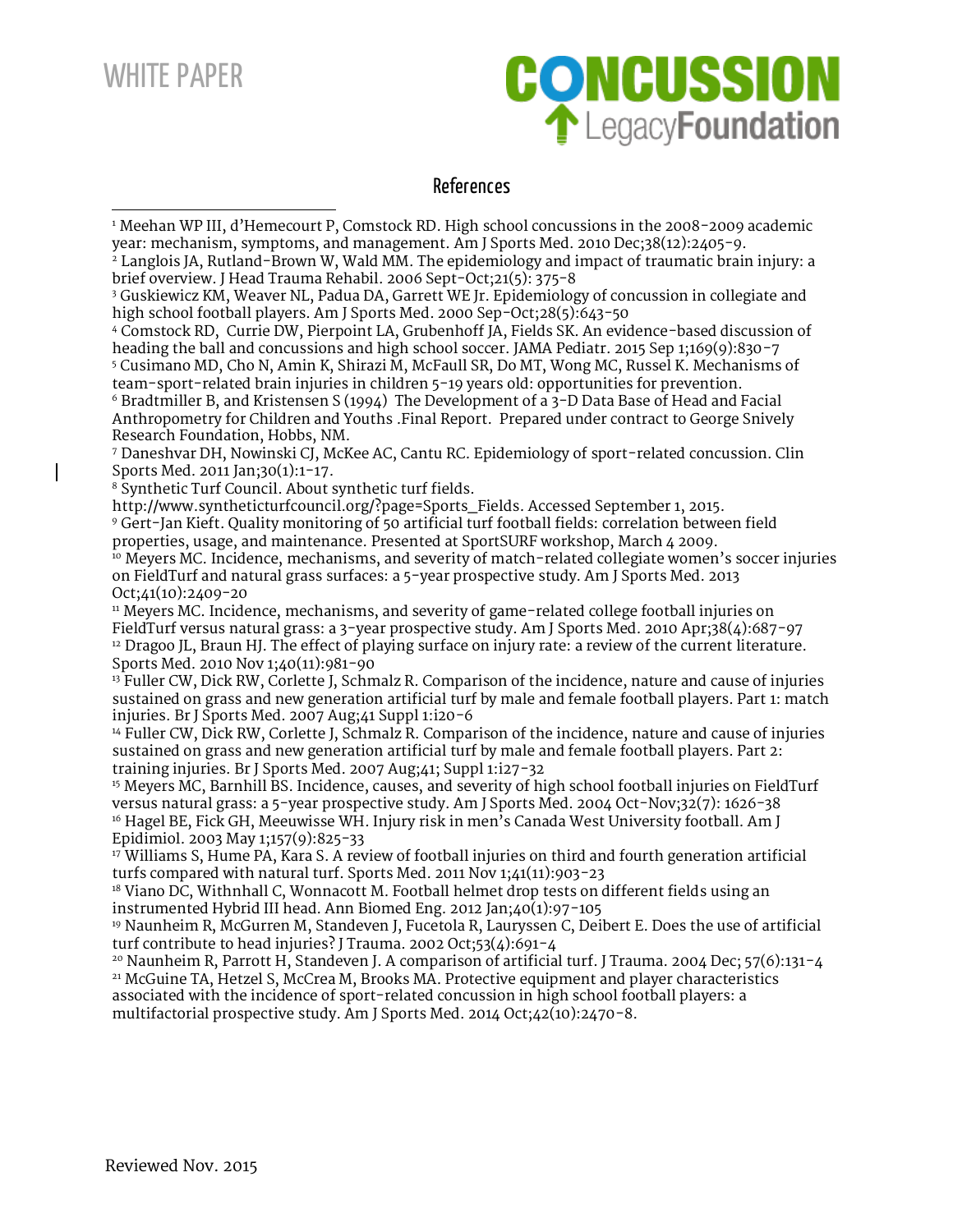## References

[1] Meehan WP III, d'Hemecourt P, Comstock RD. High school concussions in the 2008-2009 academic year: mechanism, symptoms, and management. Am J Sports Med. 2010 Dec;38(12):2405-9.

[2] Langlois JA, Rutland-Brown W, Wald MM. The epidemiology and impact of traumatic brain injury: a brief overview. J Head Trauma Rehabil. 2006 Sept-Oct;21(5): 375-8

[3] Guskiewicz KM, Weaver NL, Padua DA, Garrett WE Jr. Epidemiology of concussion in collegiate and high school football players. Am J Sports Med. 2000 Sep-Oct;28(5):643-50

[4] Comstock RD, Currie DW, Pierpoint LA, Grubenhoff JA, Fields SK. An evidence-based discussion of heading the ball and concussions and high school soccer. JAMA Pediatr. 2015 Sep 1;169(9):830-7

[5] Cusimano MD, Cho N, Amin K, Shirazi M, McFaull SR, Do MT, Wong MC, Russel K. Mechanisms of team-sport-related brain injuries in children 5-19 years old: opportunities for prevention.

[6] Bradtmiller B, and Kristensen S (1994) The Development of a 3-D Data Base of Head and Facial Anthropometry for Children and Youths .Final Report. Prepared under contract to George Snively Research Foundation, Hobbs, NM.

[7] Daneshvar DH, Nowinski CJ, McKee AC, Cantu RC. Epidemiology of sport-related concussion. Clin Sports Med. 2011 Jan;30(1):1-17.

[8] Synthetic Turf Council. About synthetic turf fields. http://www.syntheticturfcouncil.org/?page=Sports_Fields. Accessed September 1, 2015.

[9] Gert-Jan Kieft. Quality monitoring of 50 artificial turf football fields: correlation between field properties, usage, and maintenance. Presented at SportSURF workshop, March 4 2009.

[10] Meyers MC. Incidence, mechanisms, and severity of match-related collegiate women's soccer injuries on FieldTurf and natural grass surfaces: a 5-year prospective study. Am J Sports Med. 2013 Oct;41(10):2409-20

[11] Meyers MC. Incidence, mechanisms, and severity of game-related college football injuries on FieldTurf versus natural grass: a 3-year prospective study. Am J Sports Med. 2010 Apr;38(4):687-97

[12] Dragoo JL, Braun HJ. The effect of playing surface on injury rate: a review of the current literature. Sports Med. 2010 Nov 1;40(11):981-90

[13] Fuller CW, Dick RW, Corlette J, Schmalz R. Comparison of the incidence, nature and cause of injuries sustained on grass and new generation artificial turf by male and female football players. Part 1: match injuries. Br J Sports Med. 2007 Aug;41 Suppl 1:i20-6

[14] Fuller CW, Dick RW, Corlette J, Schmalz R. Comparison of the incidence, nature and cause of injuries sustained on grass and new generation artificial turf by male and female football players. Part 2: training injuries. Br J Sports Med. 2007 Aug;41; Suppl 1:i27-32

[15] Meyers MC, Barnhill BS. Incidence, causes, and severity of high school football injuries on FieldTurf versus natural grass: a 5-year prospective study. Am J Sports Med. 2004 Oct-Nov;32(7): 1626-38

[16] Hagel BE, Fick GH, Meeuwisse WH. Injury risk in men's Canada West University football. Am J Epidimiol. 2003 May 1;157(9):825-33

[17] Williams S, Hume PA, Kara S. A review of football injuries on third and fourth generation artificial turfs compared with natural turf. Sports Med. 2011 Nov 1;41(11):903-23

[18] Viano DC, Withnhall C, Wonnacott M. Football helmet drop tests on different fields using an instrumented Hybrid III head. Ann Biomed Eng. 2012 Jan;40(1):97-105

[19] Naunheim R, McGurren M, Standeven J, Fucetola R, Lauryssen C, Deibert E. Does the use of artificial turf contribute to head injuries? J Trauma. 2002 Oct;53(4):691-4

[20] Naunheim R, Parrott H, Standeven J. A comparison of artificial turf. J Trauma. 2004 Dec; 57(6):131-4

[21] McGuine TA, Hetzel S, McCrea M, Brooks MA. Protective equipment and player characteristics associated with the incidence of sport-related concussion in high school football players: a multifactorial prospective study. Am J Sports Med. 2014 Oct;42(10):2470-8.

Reviewed Nov. 2015